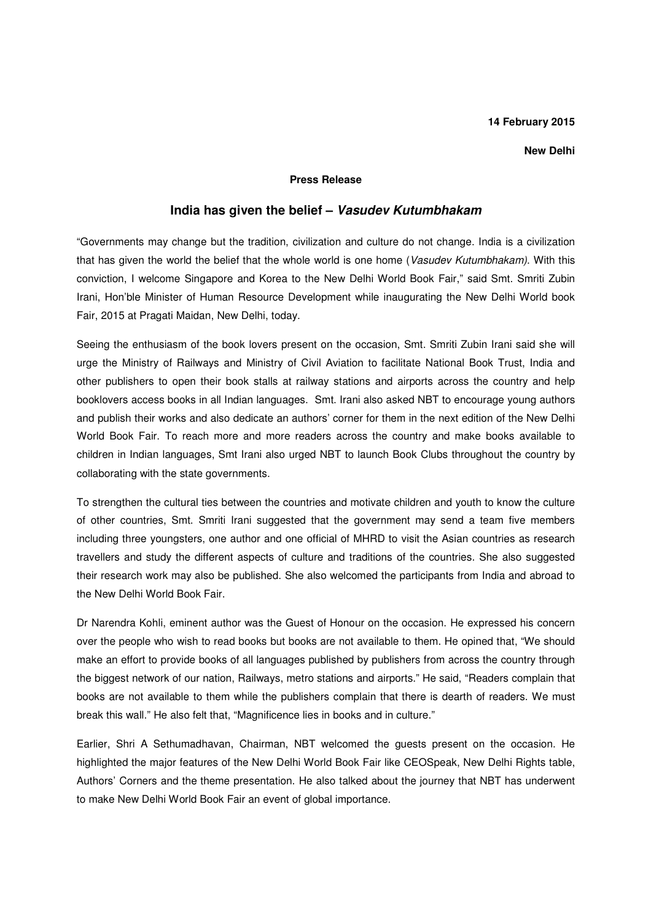**14 February 2015**

**New Delhi**

**Press Release**

## India has given the belief – *Vasudev Kutumbhakam*

"Governments may change but the tradition, civilization and culture do not change. India is a civilization that has given the world the belief that the whole world is one home (*Vasudev Kutumbhakam)*. With this conviction, I welcome Singapore and Korea to the New Delhi World Book Fair," said Smt. Smriti Zubin Irani, Hon'ble Minister of Human Resource Development while inaugurating the New Delhi World book Fair, 2015 at Pragati Maidan, New Delhi, today.

Seeing the enthusiasm of the book lovers present on the occasion, Smt. Smriti Zubin Irani said she will urge the Ministry of Railways and Ministry of Civil Aviation to facilitate National Book Trust, India and other publishers to open their book stalls at railway stations and airports across the country and help booklovers access books in all Indian languages. Smt. Irani also asked NBT to encourage young authors and publish their works and also dedicate an authors' corner for them in the next edition of the New Delhi World Book Fair. To reach more and more readers across the country and make books available to children in Indian languages, Smt Irani also urged NBT to launch Book Clubs throughout the country by collaborating with the state governments.

To strengthen the cultural ties between the countries and motivate children and youth to know the culture of other countries, Smt. Smriti Irani suggested that the government may send a team five members including three youngsters, one author and one official of MHRD to visit the Asian countries as research travellers and study the different aspects of culture and traditions of the countries. She also suggested their research work may also be published. She also welcomed the participants from India and abroad to the New Delhi World Book Fair.

Dr Narendra Kohli, eminent author was the Guest of Honour on the occasion. He expressed his concern over the people who wish to read books but books are not available to them. He opined that, "We should make an effort to provide books of all languages published by publishers from across the country through the biggest network of our nation, Railways, metro stations and airports." He said, "Readers complain that books are not available to them while the publishers complain that there is dearth of readers. We must break this wall." He also felt that, "Magnificence lies in books and in culture."

Earlier, Shri A Sethumadhavan, Chairman, NBT welcomed the guests present on the occasion. He highlighted the major features of the New Delhi World Book Fair like CEOSpeak, New Delhi Rights table, Authors' Corners and the theme presentation. He also talked about the journey that NBT has underwent to make New Delhi World Book Fair an event of global importance.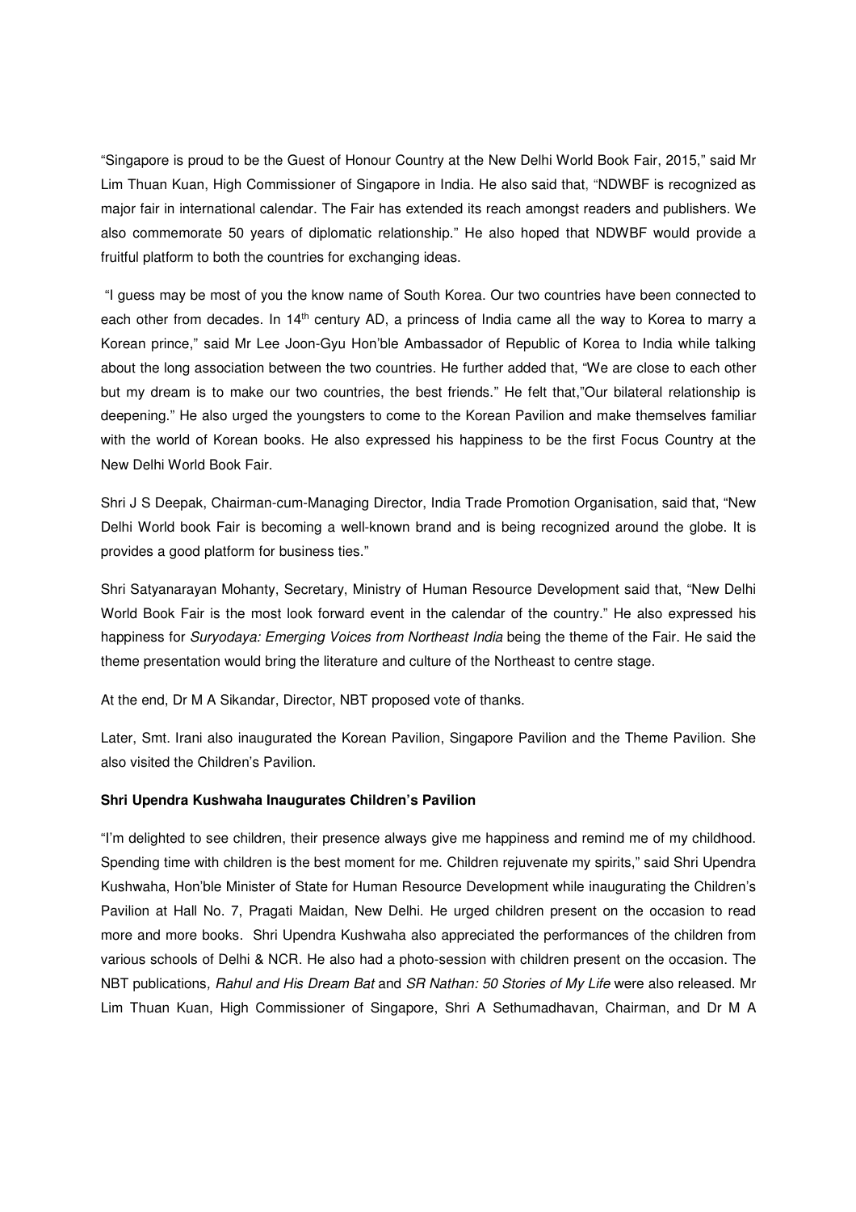"Singapore is proud to be the Guest of Honour Country at the New Delhi World Book Fair, 2015," said Mr Lim Thuan Kuan, High Commissioner of Singapore in India. He also said that, "NDWBF is recognized as major fair in international calendar. The Fair has extended its reach amongst readers and publishers. We also commemorate 50 years of diplomatic relationship." He also hoped that NDWBF would provide a fruitful platform to both the countries for exchanging ideas.

"I guess may be most of you the know name of South Korea. Our two countries have been connected to each other from decades. In 14th century AD, a princess of India came all the way to Korea to marry a Korean prince," said Mr Lee Joon-Gyu Hon'ble Ambassador of Republic of Korea to India while talking about the long association between the two countries. He further added that, "We are close to each other but my dream is to make our two countries, the best friends." He felt that,"Our bilateral relationship is deepening." He also urged the youngsters to come to the Korean Pavilion and make themselves familiar with the world of Korean books. He also expressed his happiness to be the first Focus Country at the New Delhi World Book Fair.

Shri J S Deepak, Chairman-cum-Managing Director, India Trade Promotion Organisation, said that, "New Delhi World book Fair is becoming a well-known brand and is being recognized around the globe. It is provides a good platform for business ties."

Shri Satyanarayan Mohanty, Secretary, Ministry of Human Resource Development said that, "New Delhi World Book Fair is the most look forward event in the calendar of the country." He also expressed his happiness for *Suryodaya: Emerging Voices from Northeast India* being the theme of the Fair. He said the theme presentation would bring the literature and culture of the Northeast to centre stage.

At the end, Dr M A Sikandar, Director, NBT proposed vote of thanks.

Later, Smt. Irani also inaugurated the Korean Pavilion, Singapore Pavilion and the Theme Pavilion. She also visited the Children's Pavilion.

**Shri Upendra Kushwaha Inaugurates Children's Pavilion**

"I'm delighted to see children, their presence always give me happiness and remind me of my childhood. Spending time with children is the best moment for me. Children rejuvenate my spirits," said Shri Upendra Kushwaha, Hon'ble Minister of State for Human Resource Development while inaugurating the Children's Pavilion at Hall No. 7, Pragati Maidan, New Delhi. He urged children present on the occasion to read more and more books. Shri Upendra Kushwaha also appreciated the performances of the children from various schools of Delhi & NCR. He also had a photo-session with children present on the occasion. The NBT publications, *Rahul and His Dream Bat* and *SR Nathan: 50 Stories of My Life* were also released. Mr Lim Thuan Kuan, High Commissioner of Singapore, Shri A Sethumadhavan, Chairman, and Dr M A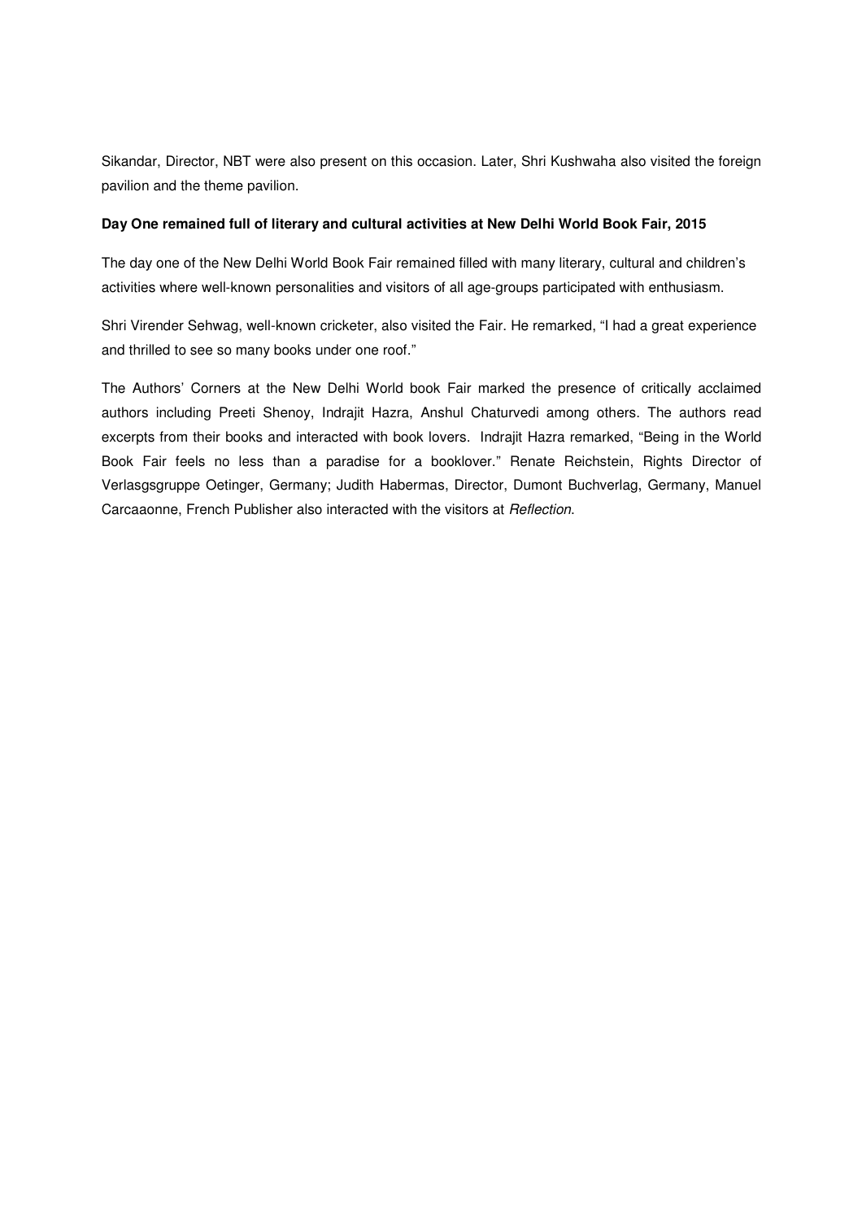Sikandar, Director, NBT were also present on this occasion. Later, Shri Kushwaha also visited the foreign pavilion and the theme pavilion.

**Day One remained full of literary and cultural activities at New Delhi World Book Fair, 2015**

The day one of the New Delhi World Book Fair remained filled with many literary, cultural and children's activities where well-known personalities and visitors of all age-groups participated with enthusiasm.

Shri Virender Sehwag, well-known cricketer, also visited the Fair. He remarked, "I had a great experience and thrilled to see so many books under one roof."

The Authors' Corners at the New Delhi World book Fair marked the presence of critically acclaimed authors including Preeti Shenoy, Indrajit Hazra, Anshul Chaturvedi among others. The authors read excerpts from their books and interacted with book lovers. Indrajit Hazra remarked, "Being in the World Book Fair feels no less than a paradise for a booklover." Renate Reichstein, Rights Director of Verlasgsgruppe Oetinger, Germany; Judith Habermas, Director, Dumont Buchverlag, Germany, Manuel Carcaaonne, French Publisher also interacted with the visitors at *Reflection*.